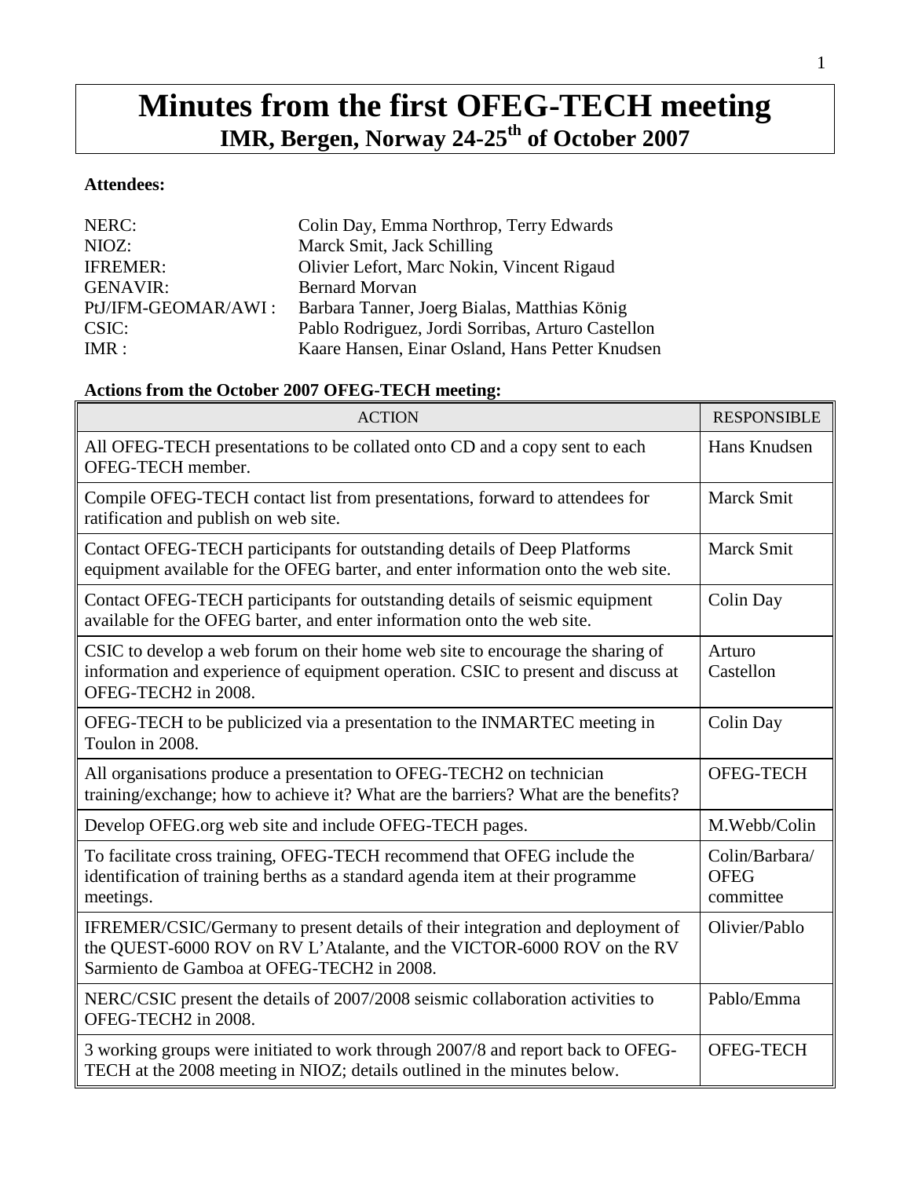# Minutes from the first OFEG-TECH meeting
## IMR, Bergen, Norway 24-25th of October 2007

**Attendees:**

| | |
|---|---|
| NERC: | Colin Day, Emma Northrop, Terry Edwards |
| NIOZ: | Marck Smit, Jack Schilling |
| IFREMER: | Olivier Lefort, Marc Nokin, Vincent Rigaud |
| GENAVIR: | Bernard Morvan |
| PtJ/IFM-GEOMAR/AWI : | Barbara Tanner, Joerg Bialas, Matthias König |
| CSIC: | Pablo Rodriguez, Jordi Sorribas, Arturo Castellon |
| IMR : | Kaare Hansen, Einar Osland, Hans Petter Knudsen |

**Actions from the October 2007 OFEG-TECH meeting:**

| ACTION | RESPONSIBLE |
|---|---|
| All OFEG-TECH presentations to be collated onto CD and a copy sent to each OFEG-TECH member. | Hans Knudsen |
| Compile OFEG-TECH contact list from presentations, forward to attendees for ratification and publish on web site. | Marck Smit |
| Contact OFEG-TECH participants for outstanding details of Deep Platforms equipment available for the OFEG barter, and enter information onto the web site. | Marck Smit |
| Contact OFEG-TECH participants for outstanding details of seismic equipment available for the OFEG barter, and enter information onto the web site. | Colin Day |
| CSIC to develop a web forum on their home web site to encourage the sharing of information and experience of equipment operation. CSIC to present and discuss at OFEG-TECH2 in 2008. | Arturo Castellon |
| OFEG-TECH to be publicized via a presentation to the INMARTEC meeting in Toulon in 2008. | Colin Day |
| All organisations produce a presentation to OFEG-TECH2 on technician training/exchange; how to achieve it? What are the barriers? What are the benefits? | OFEG-TECH |
| Develop OFEG.org web site and include OFEG-TECH pages. | M.Webb/Colin |
| To facilitate cross training, OFEG-TECH recommend that OFEG include the identification of training berths as a standard agenda item at their programme meetings. | Colin/Barbara/ OFEG committee |
| IFREMER/CSIC/Germany to present details of their integration and deployment of the QUEST-6000 ROV on RV L'Atalante, and the VICTOR-6000 ROV on the RV Sarmiento de Gamboa at OFEG-TECH2 in 2008. | Olivier/Pablo |
| NERC/CSIC present the details of 2007/2008 seismic collaboration activities to OFEG-TECH2 in 2008. | Pablo/Emma |
| 3 working groups were initiated to work through 2007/8 and report back to OFEG-TECH at the 2008 meeting in NIOZ; details outlined in the minutes below. | OFEG-TECH |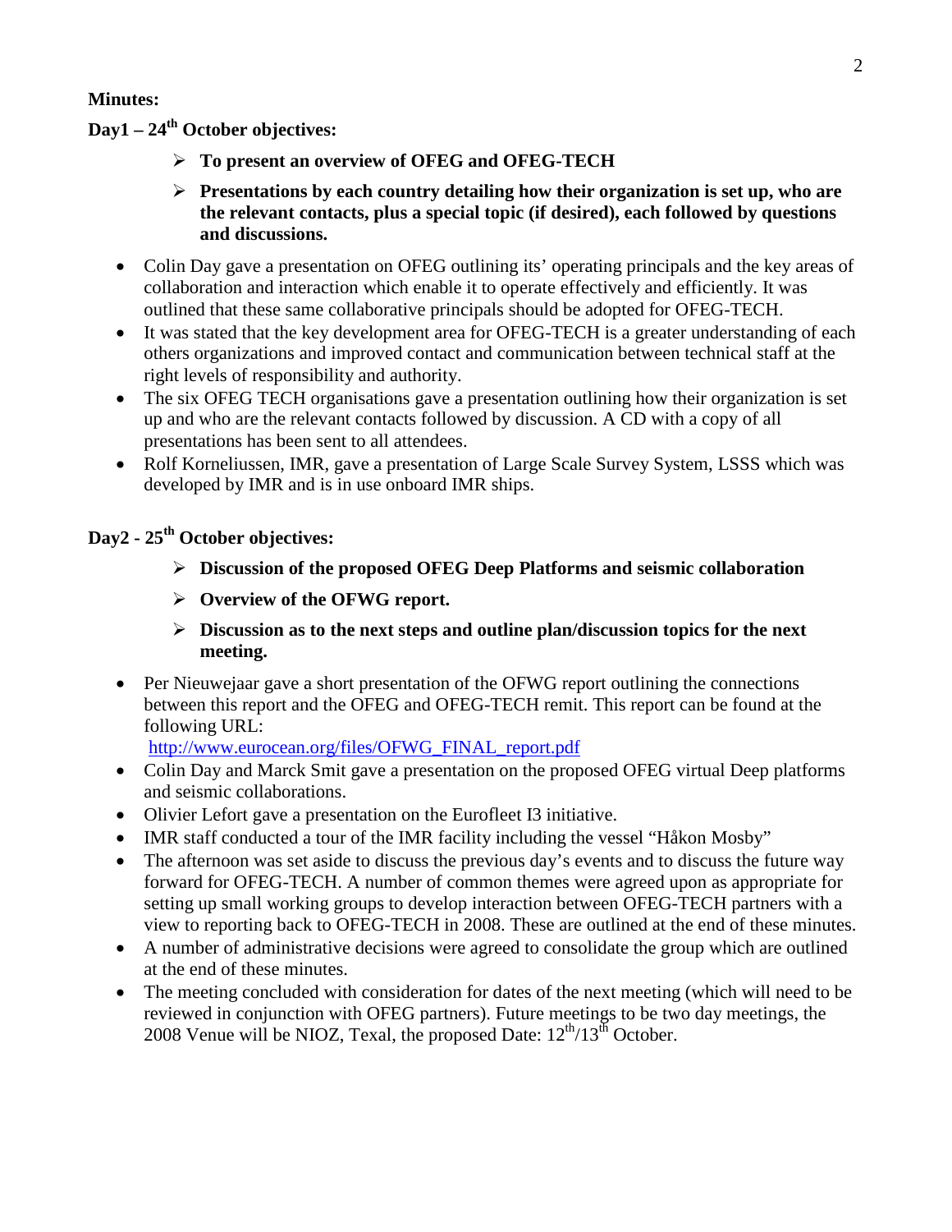**Minutes:**

**Day1 – 24th October objectives:**

- **To present an overview of OFEG and OFEG-TECH**
- **Presentations by each country detailing how their organization is set up, who are the relevant contacts, plus a special topic (if desired), each followed by questions and discussions.**

- Colin Day gave a presentation on OFEG outlining its' operating principals and the key areas of collaboration and interaction which enable it to operate effectively and efficiently. It was outlined that these same collaborative principals should be adopted for OFEG-TECH.
- It was stated that the key development area for OFEG-TECH is a greater understanding of each others organizations and improved contact and communication between technical staff at the right levels of responsibility and authority.
- The six OFEG TECH organisations gave a presentation outlining how their organization is set up and who are the relevant contacts followed by discussion. A CD with a copy of all presentations has been sent to all attendees.
- Rolf Korneliussen, IMR, gave a presentation of Large Scale Survey System, LSSS which was developed by IMR and is in use onboard IMR ships.

**Day2 - 25th October objectives:**

- **Discussion of the proposed OFEG Deep Platforms and seismic collaboration**
- **Overview of the OFWG report.**
- **Discussion as to the next steps and outline plan/discussion topics for the next meeting.**

- Per Nieuwejaar gave a short presentation of the OFWG report outlining the connections between this report and the OFEG and OFEG-TECH remit. This report can be found at the following URL:
  http://www.eurocean.org/files/OFWG_FINAL_report.pdf
- Colin Day and Marck Smit gave a presentation on the proposed OFEG virtual Deep platforms and seismic collaborations.
- Olivier Lefort gave a presentation on the Eurofleet I3 initiative.
- IMR staff conducted a tour of the IMR facility including the vessel "Håkon Mosby"
- The afternoon was set aside to discuss the previous day's events and to discuss the future way forward for OFEG-TECH. A number of common themes were agreed upon as appropriate for setting up small working groups to develop interaction between OFEG-TECH partners with a view to reporting back to OFEG-TECH in 2008. These are outlined at the end of these minutes.
- A number of administrative decisions were agreed to consolidate the group which are outlined at the end of these minutes.
- The meeting concluded with consideration for dates of the next meeting (which will need to be reviewed in conjunction with OFEG partners). Future meetings to be two day meetings, the 2008 Venue will be NIOZ, Texal, the proposed Date: 12th/13th October.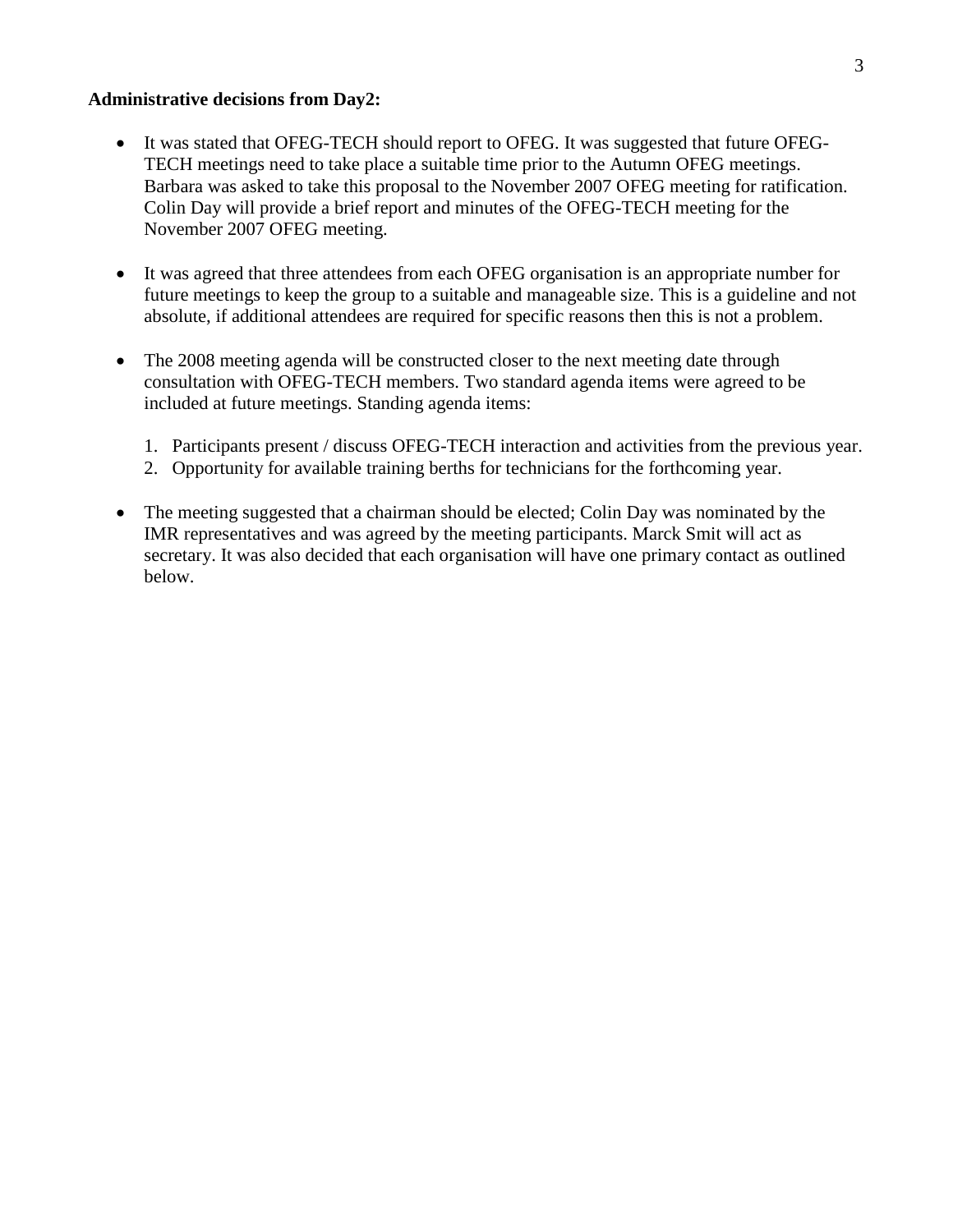**Administrative decisions from Day2:**

- It was stated that OFEG-TECH should report to OFEG. It was suggested that future OFEG-TECH meetings need to take place a suitable time prior to the Autumn OFEG meetings. Barbara was asked to take this proposal to the November 2007 OFEG meeting for ratification. Colin Day will provide a brief report and minutes of the OFEG-TECH meeting for the November 2007 OFEG meeting.

- It was agreed that three attendees from each OFEG organisation is an appropriate number for future meetings to keep the group to a suitable and manageable size. This is a guideline and not absolute, if additional attendees are required for specific reasons then this is not a problem.

- The 2008 meeting agenda will be constructed closer to the next meeting date through consultation with OFEG-TECH members. Two standard agenda items were agreed to be included at future meetings. Standing agenda items:

  1. Participants present / discuss OFEG-TECH interaction and activities from the previous year.
  2. Opportunity for available training berths for technicians for the forthcoming year.

- The meeting suggested that a chairman should be elected; Colin Day was nominated by the IMR representatives and was agreed by the meeting participants. Marck Smit will act as secretary. It was also decided that each organisation will have one primary contact as outlined below.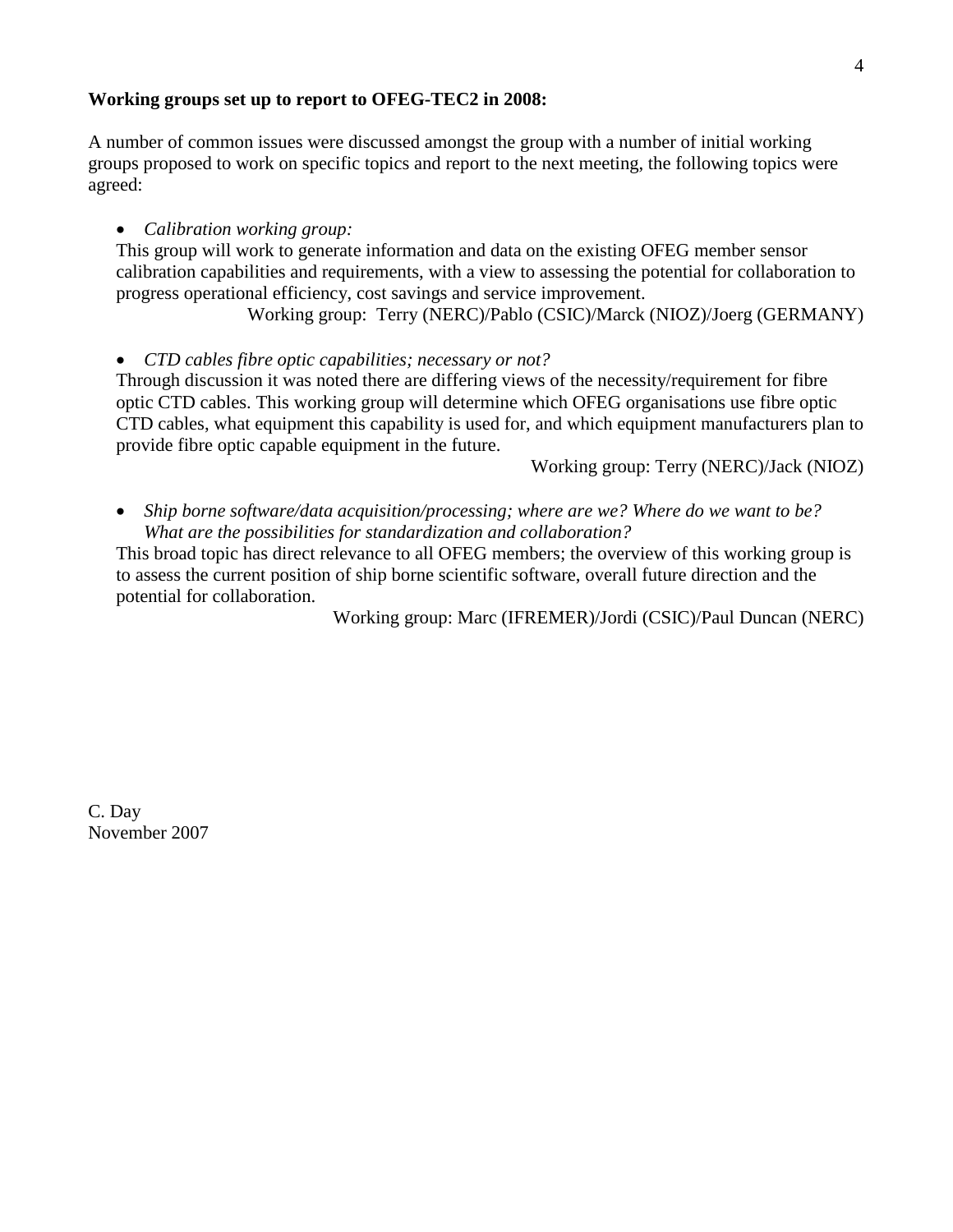**Working groups set up to report to OFEG-TEC2 in 2008:**

A number of common issues were discussed amongst the group with a number of initial working groups proposed to work on specific topics and report to the next meeting, the following topics were agreed:

- *Calibration working group:*

  This group will work to generate information and data on the existing OFEG member sensor calibration capabilities and requirements, with a view to assessing the potential for collaboration to progress operational efficiency, cost savings and service improvement.

  Working group: Terry (NERC)/Pablo (CSIC)/Marck (NIOZ)/Joerg (GERMANY)

- *CTD cables fibre optic capabilities; necessary or not?*

  Through discussion it was noted there are differing views of the necessity/requirement for fibre optic CTD cables. This working group will determine which OFEG organisations use fibre optic CTD cables, what equipment this capability is used for, and which equipment manufacturers plan to provide fibre optic capable equipment in the future.

  Working group: Terry (NERC)/Jack (NIOZ)

- *Ship borne software/data acquisition/processing; where are we? Where do we want to be? What are the possibilities for standardization and collaboration?*

  This broad topic has direct relevance to all OFEG members; the overview of this working group is to assess the current position of ship borne scientific software, overall future direction and the potential for collaboration.

  Working group: Marc (IFREMER)/Jordi (CSIC)/Paul Duncan (NERC)

C. Day
November 2007